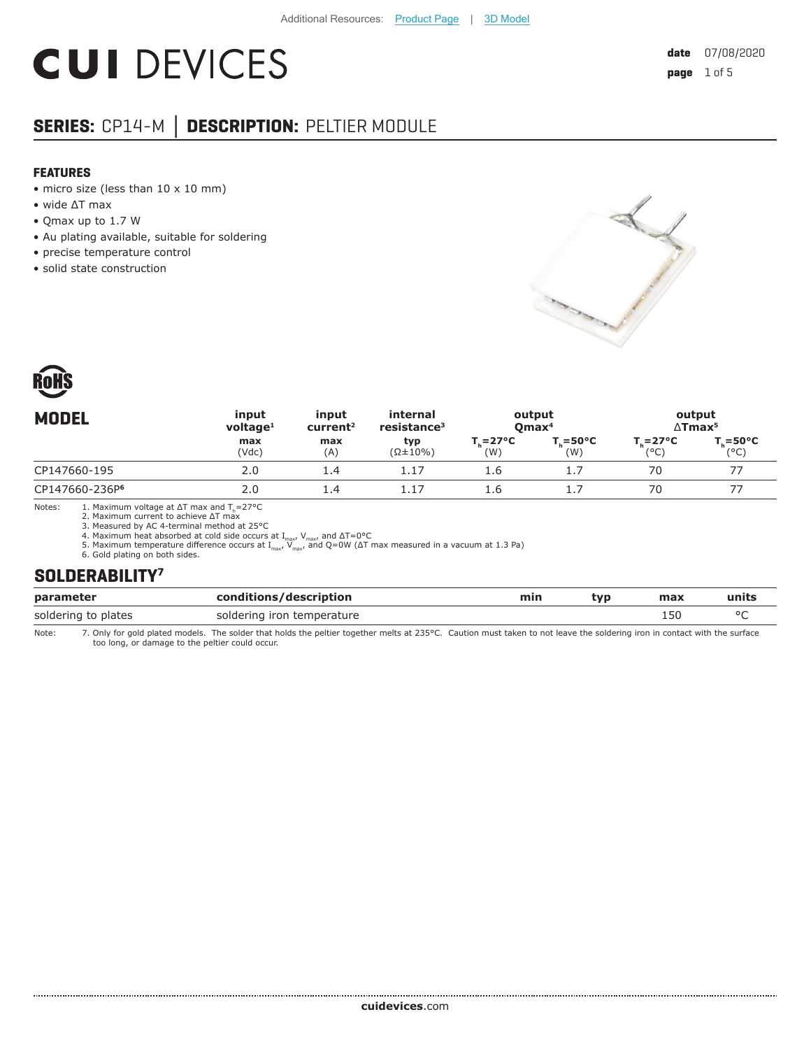Additional Resources: Product Page | 3D Model

# CUI DEVICES

**date** 07/08/2020

## SERIES: CP14-M | DESCRIPTION: PELTIER MODULE

### FEATURES

- micro size (less than 10 x 10 mm)
- wide ΔT max
- Qmax up to 1.7 W
- Au plating available, suitable for soldering
- precise temperature control
- solid state construction

RoHS

| MODEL | input voltage[1] | input current[2] | internal resistance[3] | output Qmax[4] | | output ΔTmax[5] | |
|---|---|---|---|---|---|---|---|
| | max (Vdc) | max (A) | typ (Ω±10%) | $T_h$=27°C (W) | $T_h$=50°C (W) | $T_h$=27°C (°C) | $T_h$=50°C (°C) |
| CP147660-195 | 2.0 | 1.4 | 1.17 | 1.6 | 1.7 | 70 | 77 |
| CP147660-236P[6] | 2.0 | 1.4 | 1.17 | 1.6 | 1.7 | 70 | 77 |

Notes:
1. Maximum voltage at ΔT max and $T_h$=27°C
2. Maximum current to achieve ΔT max
3. Measured by AC 4-terminal method at 25°C
4. Maximum heat absorbed at cold side occurs at $I_{max}$, $V_{max}$, and ΔT=0°C
5. Maximum temperature difference occurs at $I_{max}$, $V_{max}$, and Q=0W (ΔT max measured in a vacuum at 1.3 Pa)
6. Gold plating on both sides.

### SOLDERABILITY[7]

| parameter | conditions/description | min | typ | max | units |
|---|---|---|---|---|---|
| soldering to plates | soldering iron temperature | | | 150 | °C |

Note: 7. Only for gold plated models. The solder that holds the peltier together melts at 235°C. Caution must taken to not leave the soldering iron in contact with the surface too long, or damage to the peltier could occur.

**cuidevices**.com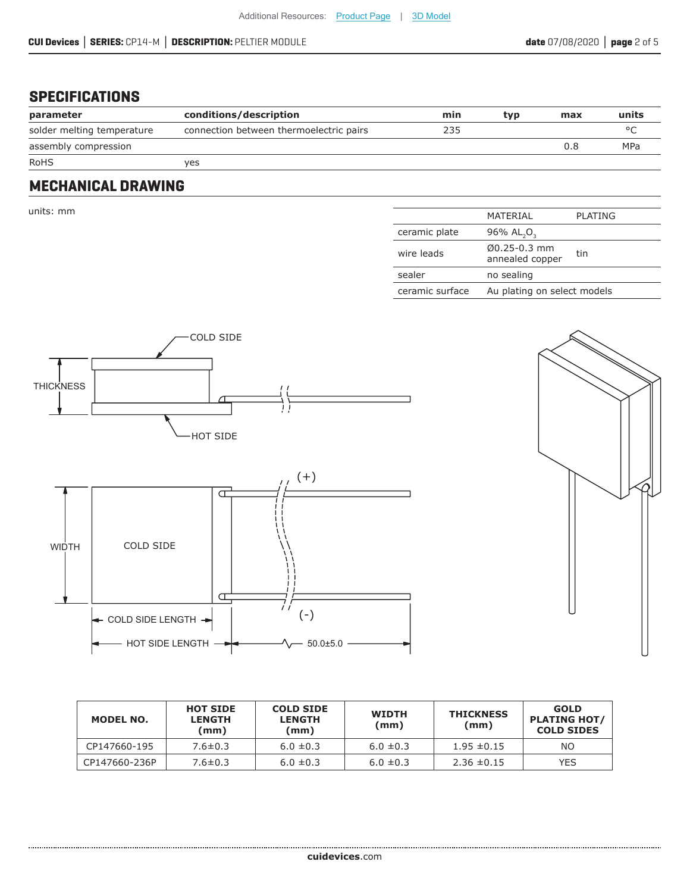## SPECIFICATIONS

| parameter | conditions/description | min | typ | max | units |
|---|---|---|---|---|---|
| solder melting temperature | connection between thermoelectric pairs | 235 | | | °C |
| assembly compression | | | | 0.8 | MPa |
| RoHS | yes | | | | |

## MECHANICAL DRAWING

units: mm

| | MATERIAL | PLATING |
|---|---|---|
| ceramic plate | 96% $AL_2O_3$ | |
| wire leads | Ø0.25-0.3 mm annealed copper | tin |
| sealer | no sealing | |
| ceramic surface | Au plating on select models | |

COLD SIDE

THICKNESS

HOT SIDE

(+)

WIDTH

COLD SIDE

(-)

COLD SIDE LENGTH

HOT SIDE LENGTH

50.0±5.0

| MODEL NO. | HOT SIDE LENGTH (mm) | COLD SIDE LENGTH (mm) | WIDTH (mm) | THICKNESS (mm) | GOLD PLATING HOT/ COLD SIDES |
|---|---|---|---|---|---|
| CP147660-195 | 7.6±0.3 | 6.0 ±0.3 | 6.0 ±0.3 | 1.95 ±0.15 | NO |
| CP147660-236P | 7.6±0.3 | 6.0 ±0.3 | 6.0 ±0.3 | 2.36 ±0.15 | YES |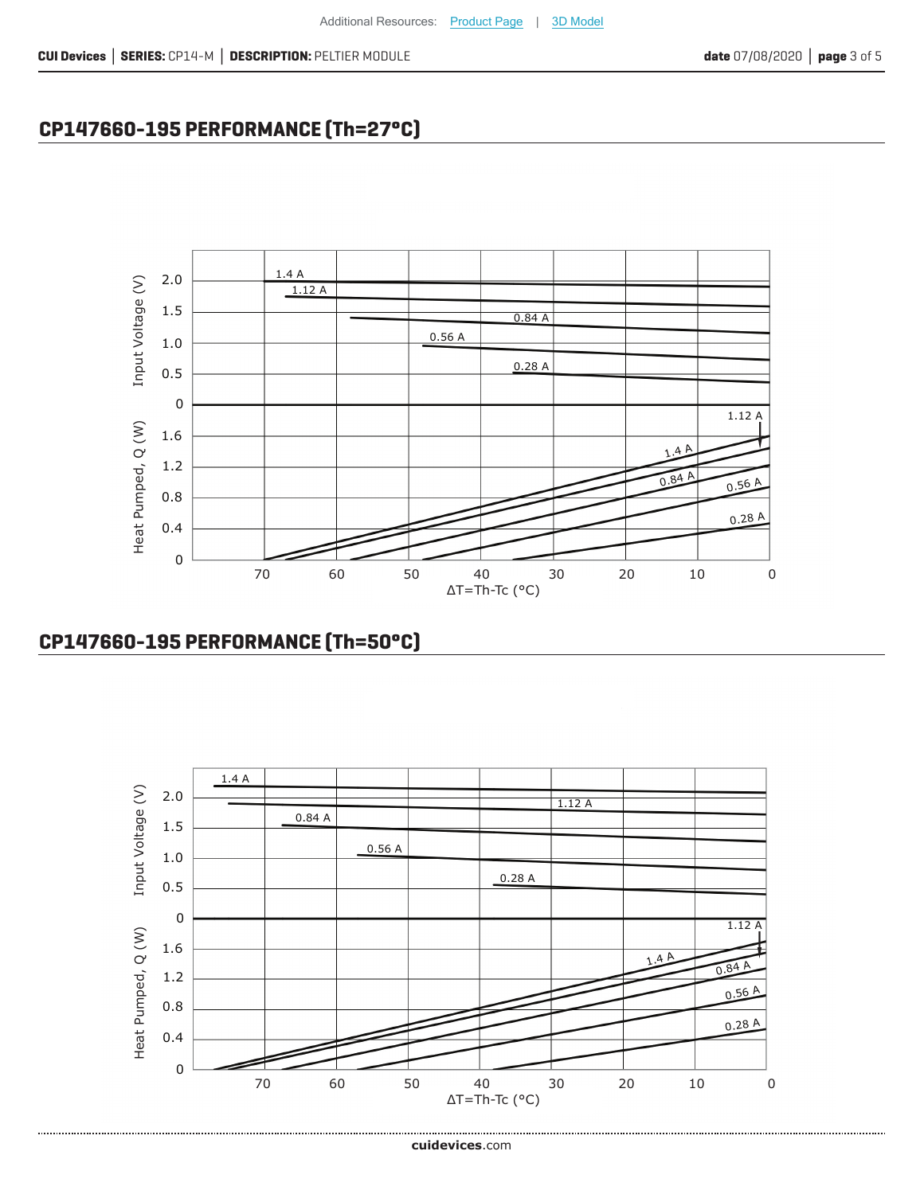## CP147660-195 PERFORMANCE (Th=27°C)

## CP147660-195 PERFORMANCE (Th=50°C)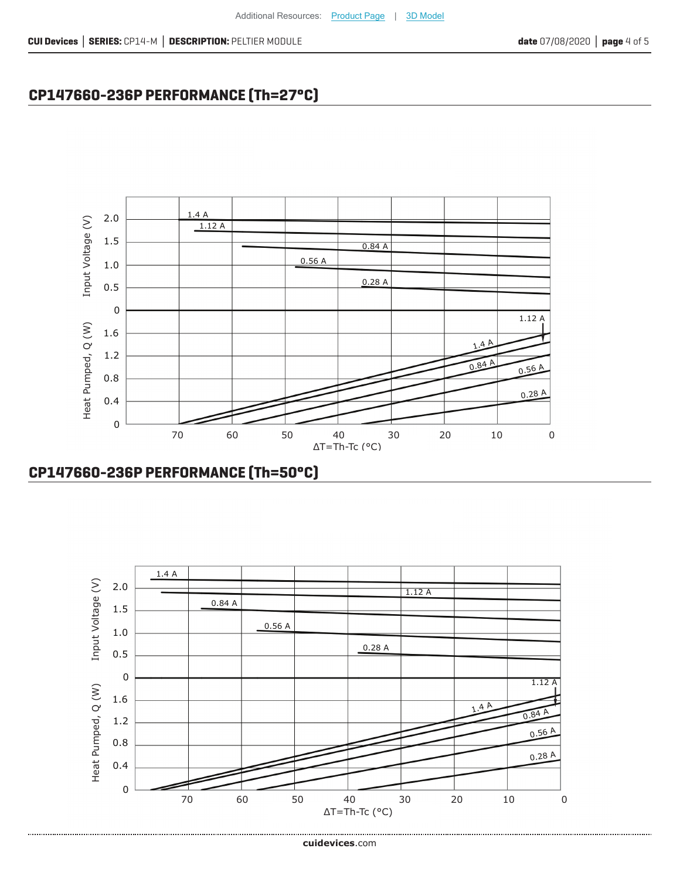## CP147660-236P PERFORMANCE (Th=27°C)

## CP147660-236P PERFORMANCE (Th=50°C)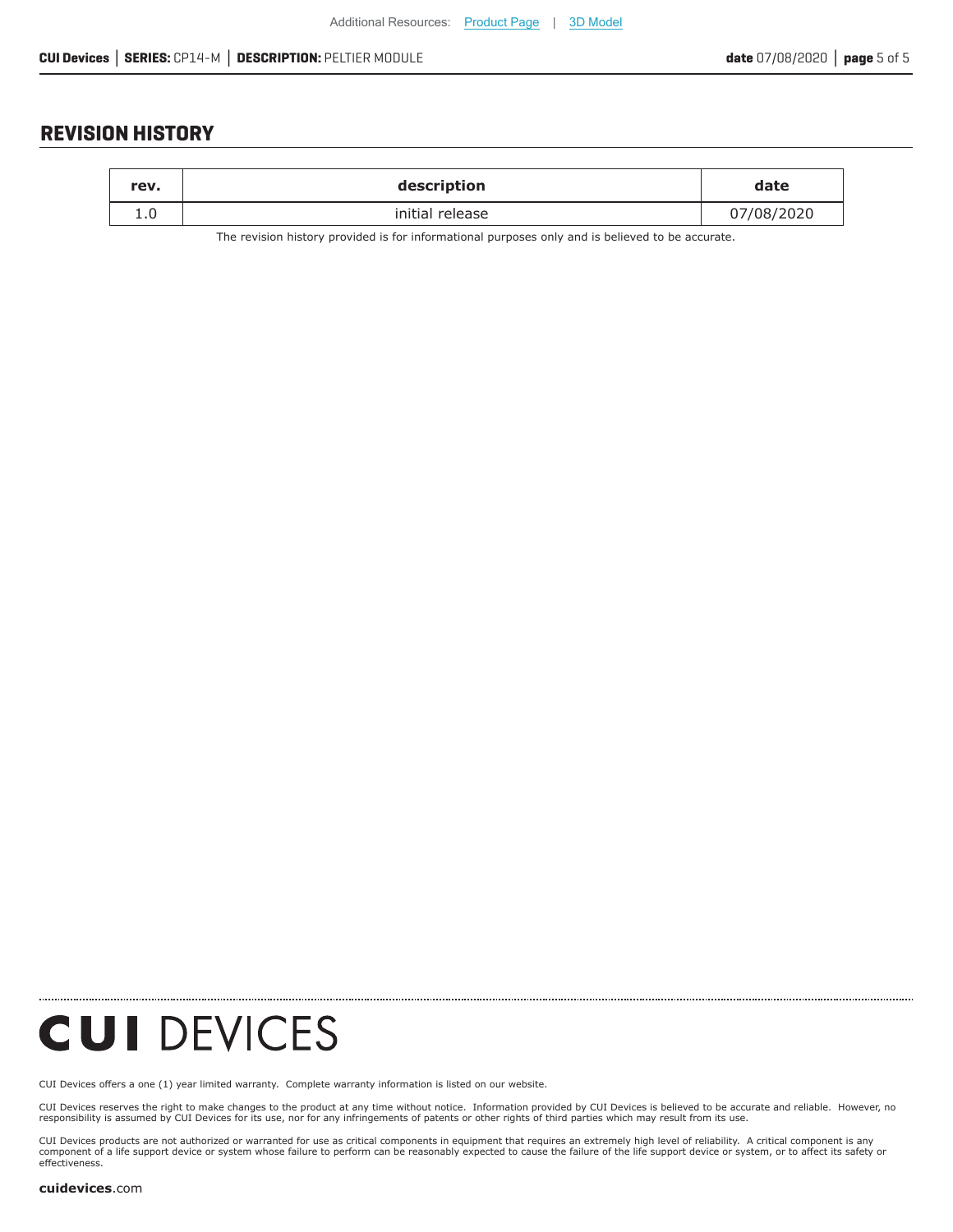## REVISION HISTORY

| rev. | description | date |
| --- | --- | --- |
| 1.0 | initial release | 07/08/2020 |

The revision history provided is for informational purposes only and is believed to be accurate.

CUI DEVICES

CUI Devices offers a one (1) year limited warranty. Complete warranty information is listed on our website.

CUI Devices reserves the right to make changes to the product at any time without notice. Information provided by CUI Devices is believed to be accurate and reliable. However, no responsibility is assumed by CUI Devices for its use, nor for any infringements of patents or other rights of third parties which may result from its use.

CUI Devices products are not authorized or warranted for use as critical components in equipment that requires an extremely high level of reliability. A critical component is any component of a life support device or system whose failure to perform can be reasonably expected to cause the failure of the life support device or system, or to affect its safety or effectiveness.

**cuidevices**.com